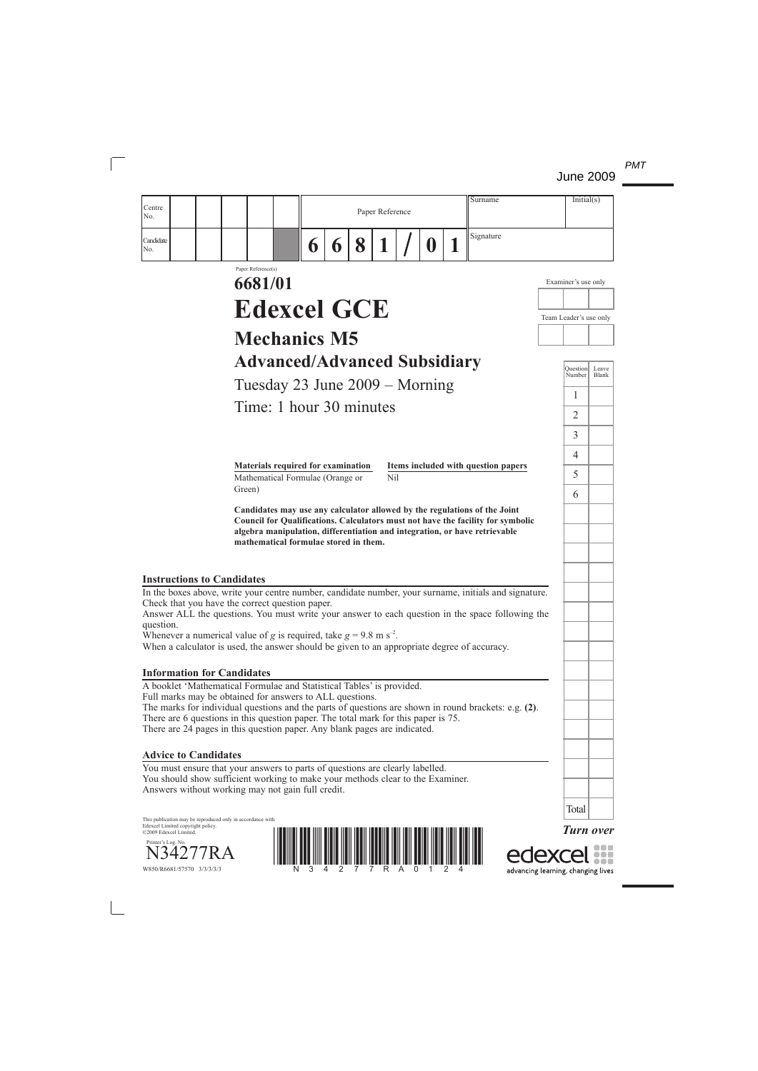June 2009

| Centre No. | | | | | | Paper Reference | | | | | | | Surname | Initial(s) |
|---|---|---|---|---|---|---|---|---|---|---|---|---|---|---|
| Candidate No. | | | | | | 6 | 6 | 8 | 1 | / | 0 | 1 | Signature | |

Paper Reference(s)

# 6681/01

# Edexcel GCE

## Mechanics M5

## Advanced/Advanced Subsidiary

Tuesday 23 June 2009 – Morning

Time: 1 hour 30 minutes

| Materials required for examination | Items included with question papers |
|---|---|
| Mathematical Formulae (Orange or Green) | Nil |

**Candidates may use any calculator allowed by the regulations of the Joint Council for Qualifications. Calculators must not have the facility for symbolic algebra manipulation, differentiation and integration, or have retrievable mathematical formulae stored in them.**

Examiner's use only

Team Leader's use only

| Question Number | Leave Blank |
|---|---|
| 1 | |
| 2 | |
| 3 | |
| 4 | |
| 5 | |
| 6 | |
| Total | |

### Instructions to Candidates

In the boxes above, write your centre number, candidate number, your surname, initials and signature.
Check that you have the correct question paper.
Answer ALL the questions. You must write your answer to each question in the space following the question.
Whenever a numerical value of $g$ is required, take $g = 9.8 \text{ m s}^{-2}$.
When a calculator is used, the answer should be given to an appropriate degree of accuracy.

### Information for Candidates

A booklet 'Mathematical Formulae and Statistical Tables' is provided.
Full marks may be obtained for answers to ALL questions.
The marks for individual questions and the parts of questions are shown in round brackets: e.g. **(2)**.
There are 6 questions in this question paper. The total mark for this paper is 75.
There are 24 pages in this question paper. Any blank pages are indicated.

### Advice to Candidates

You must ensure that your answers to parts of questions are clearly labelled.
You should show sufficient working to make your methods clear to the Examiner.
Answers without working may not gain full credit.

This publication may be reproduced only in accordance with Edexcel Limited copyright policy.
©2009 Edexcel Limited.

Printer's Log. No.
N34277RA

W850/R6681/57570 3/3/3/3/3

*Turn over*

edexcel
advancing learning, changing lives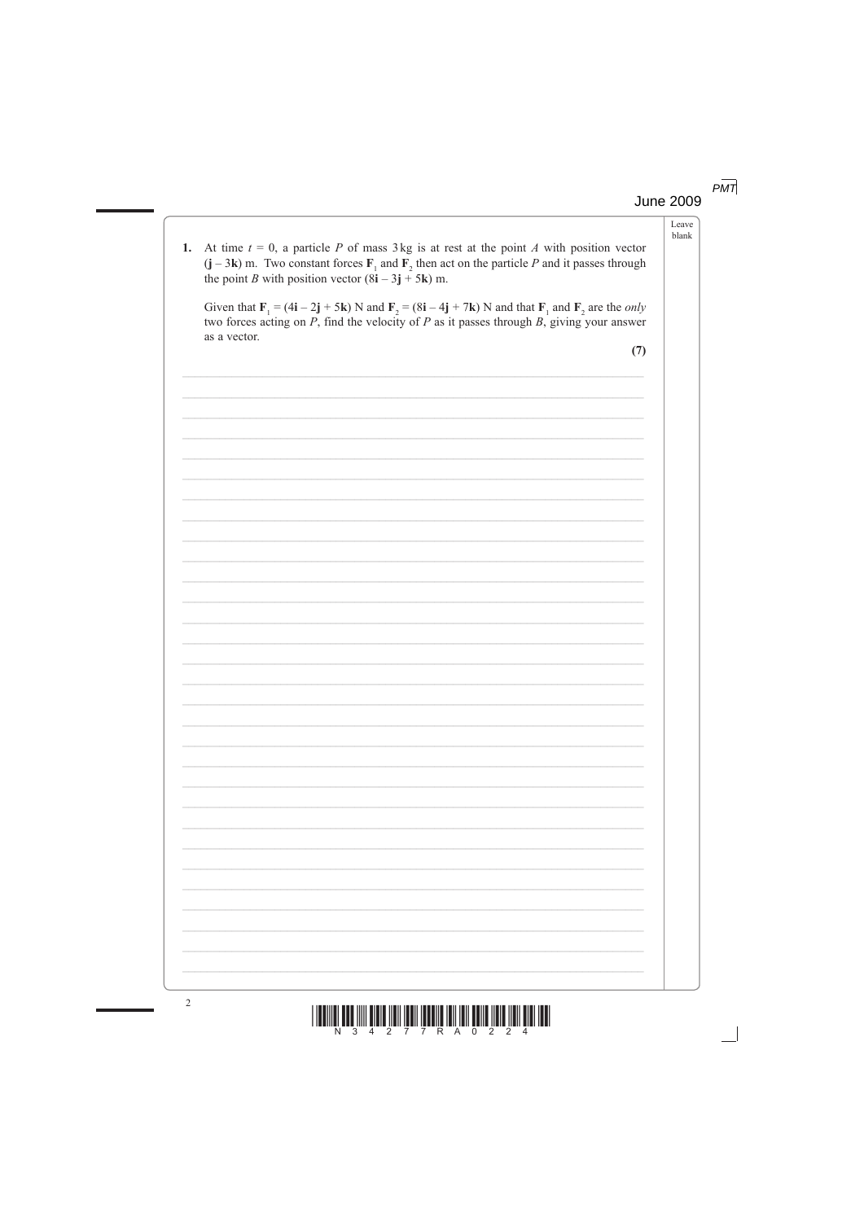**1.** At time $t = 0$, a particle $P$ of mass 3 kg is at rest at the point $A$ with position vector $(\mathbf{j} - 3\mathbf{k})$ m. Two constant forces $\mathbf{F}_1$ and $\mathbf{F}_2$ then act on the particle $P$ and it passes through the point $B$ with position vector $(8\mathbf{i} - 3\mathbf{j} + 5\mathbf{k})$ m.

Given that $\mathbf{F}_1 = (4\mathbf{i} - 2\mathbf{j} + 5\mathbf{k})$ N and $\mathbf{F}_2 = (8\mathbf{i} - 4\mathbf{j} + 7\mathbf{k})$ N and that $\mathbf{F}_1$ and $\mathbf{F}_2$ are the *only* two forces acting on $P$, find the velocity of $P$ as it passes through $B$, giving your answer as a vector.

**(7)**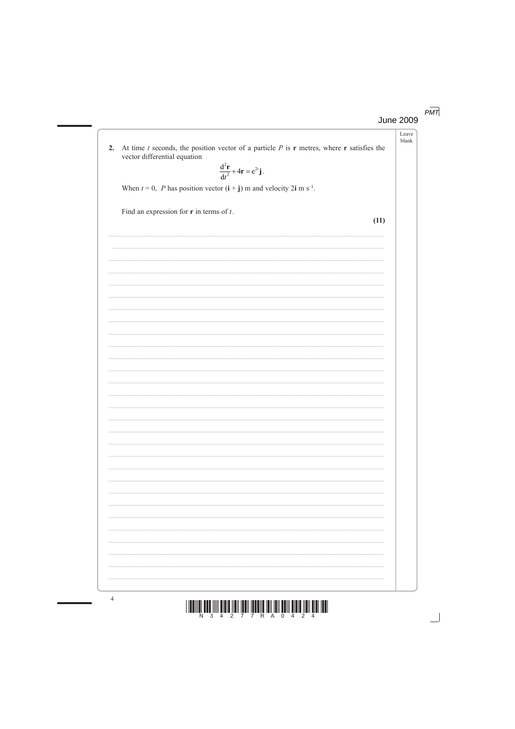**2.** At time $t$ seconds, the position vector of a particle $P$ is $\mathbf{r}$ metres, where $\mathbf{r}$ satisfies the vector differential equation

$$\frac{\mathrm{d}^2\mathbf{r}}{\mathrm{d}t^2} + 4\mathbf{r} = \mathrm{e}^{2t}\mathbf{j}.$$

When $t = 0$, $P$ has position vector $(\mathbf{i} + \mathbf{j})$ m and velocity $2\mathbf{i}$ m s$^{-1}$.

Find an expression for $\mathbf{r}$ in terms of $t$.

**(11)**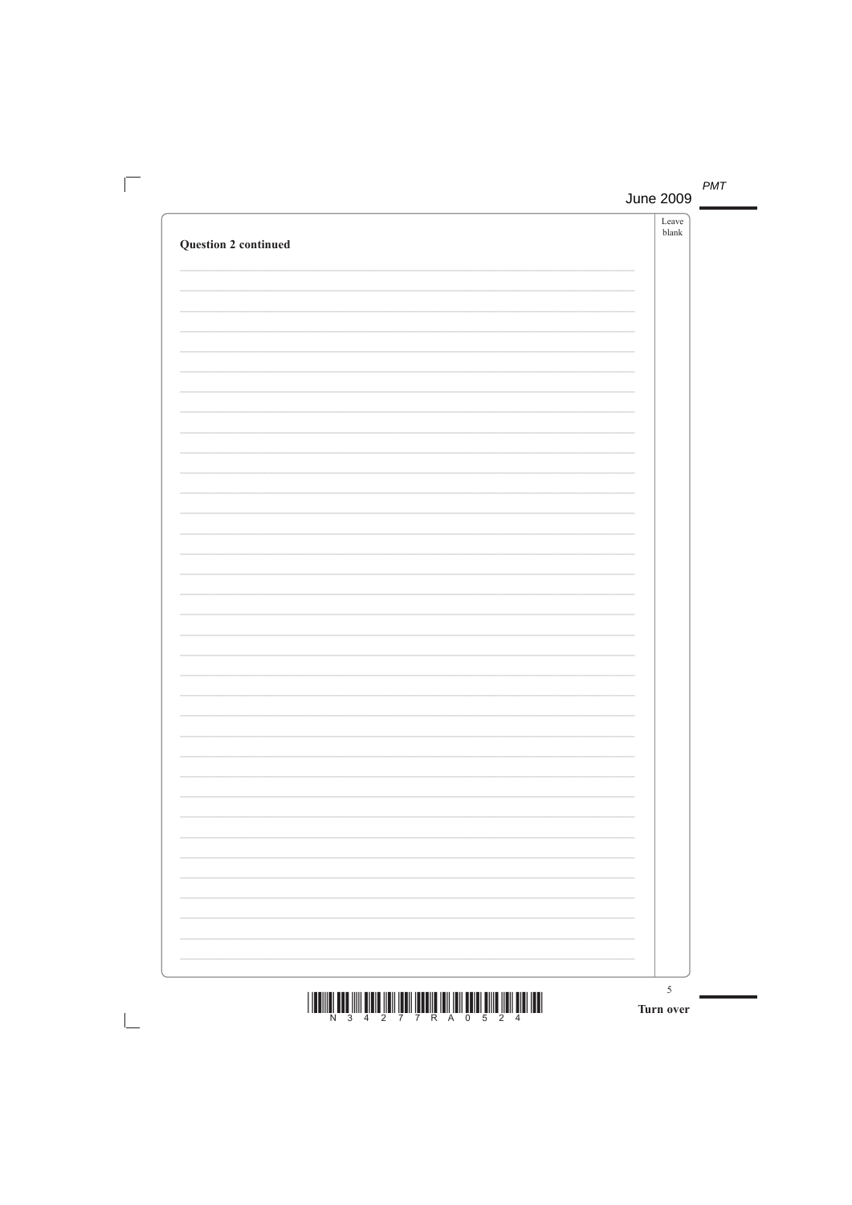**Question 2 continued**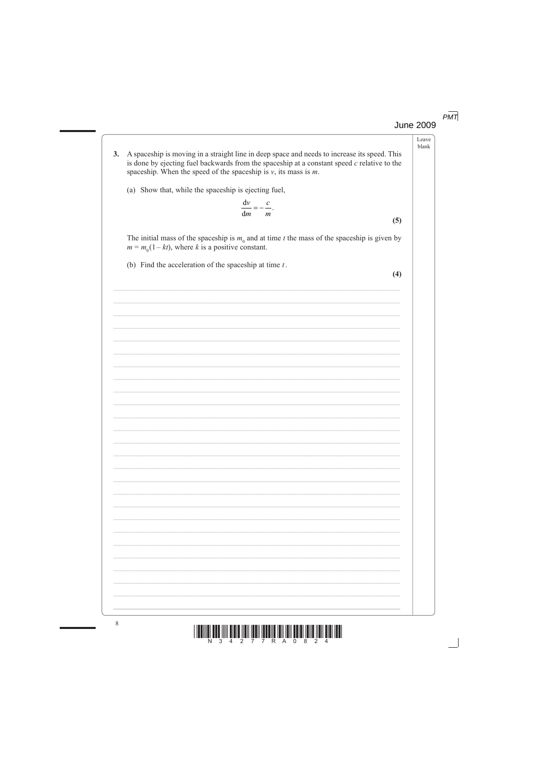**3.** A spaceship is moving in a straight line in deep space and needs to increase its speed. This is done by ejecting fuel backwards from the spaceship at a constant speed $c$ relative to the spaceship. When the speed of the spaceship is $v$, its mass is $m$.

(a) Show that, while the spaceship is ejecting fuel,

$$\frac{\mathrm{d}v}{\mathrm{d}m} = -\frac{c}{m}.$$

**(5)**

The initial mass of the spaceship is $m_0$ and at time $t$ the mass of the spaceship is given by $m = m_0(1 - kt)$, where $k$ is a positive constant.

(b) Find the acceleration of the spaceship at time $t$.

**(4)**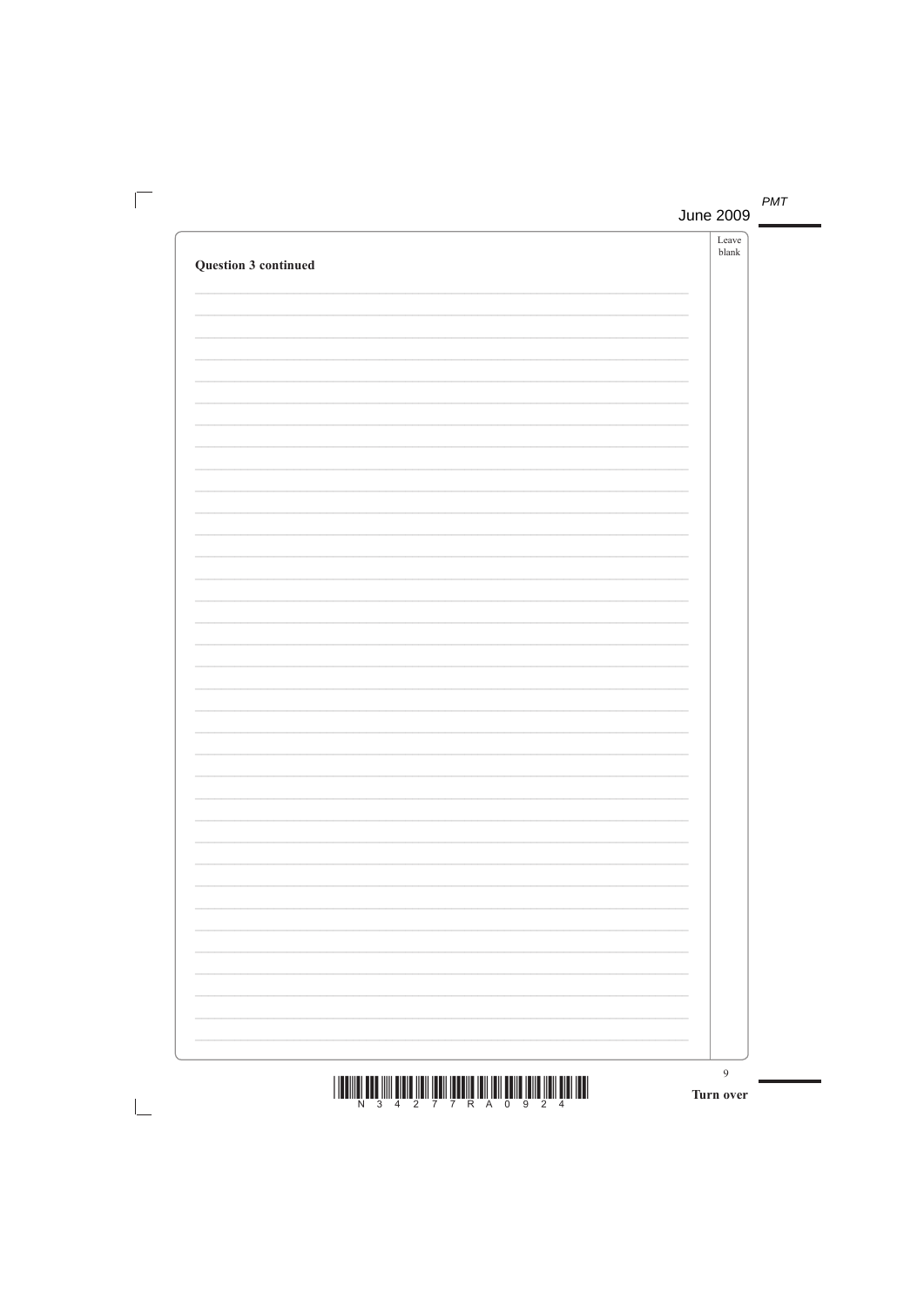**Question 3 continued**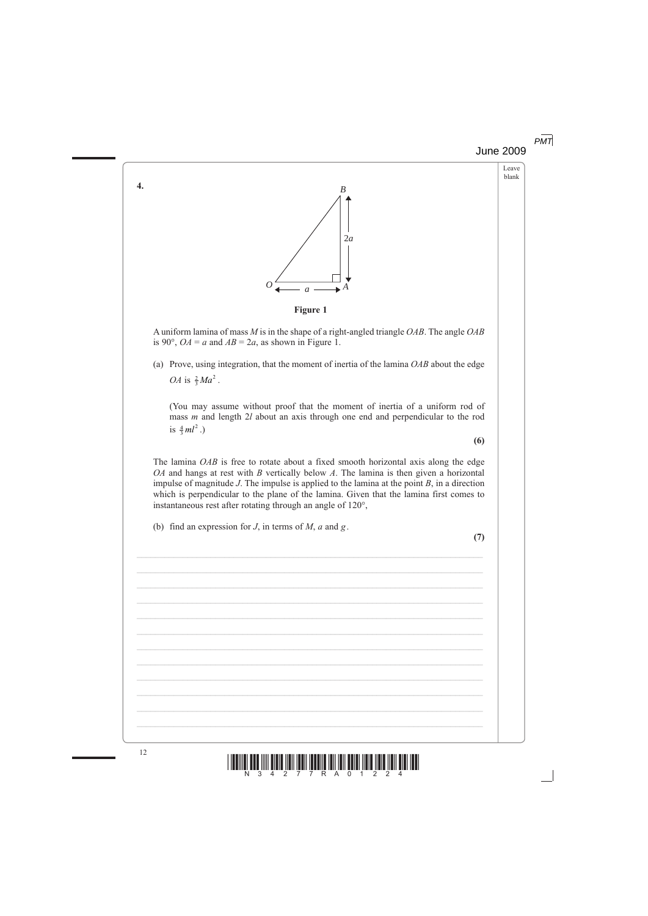**4.**

**Figure 1**

A uniform lamina of mass $M$ is in the shape of a right-angled triangle $OAB$. The angle $OAB$ is 90°, $OA = a$ and $AB = 2a$, as shown in Figure 1.

(a) Prove, using integration, that the moment of inertia of the lamina $OAB$ about the edge $OA$ is $\frac{2}{3}Ma^2$.

(You may assume without proof that the moment of inertia of a uniform rod of mass $m$ and length $2l$ about an axis through one end and perpendicular to the rod is $\frac{4}{3}ml^2$.)

**(6)**

The lamina $OAB$ is free to rotate about a fixed smooth horizontal axis along the edge $OA$ and hangs at rest with $B$ vertically below $A$. The lamina is then given a horizontal impulse of magnitude $J$. The impulse is applied to the lamina at the point $B$, in a direction which is perpendicular to the plane of the lamina. Given that the lamina first comes to instantaneous rest after rotating through an angle of 120°,

(b) find an expression for $J$, in terms of $M$, $a$ and $g$.

**(7)**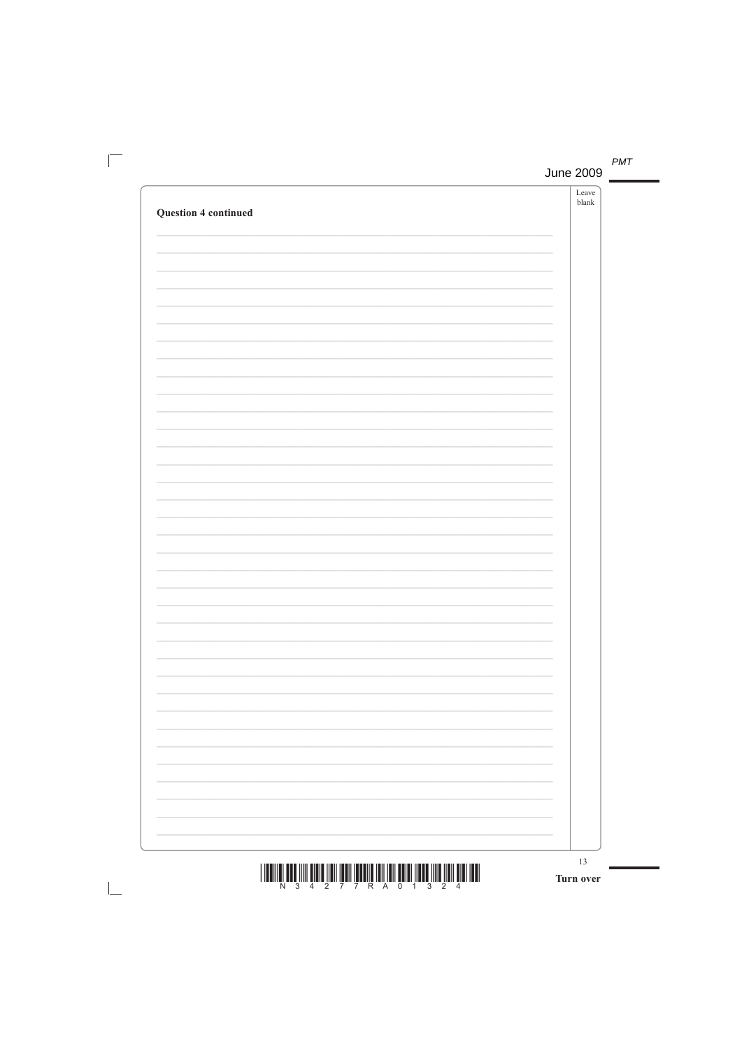**Question 4 continued**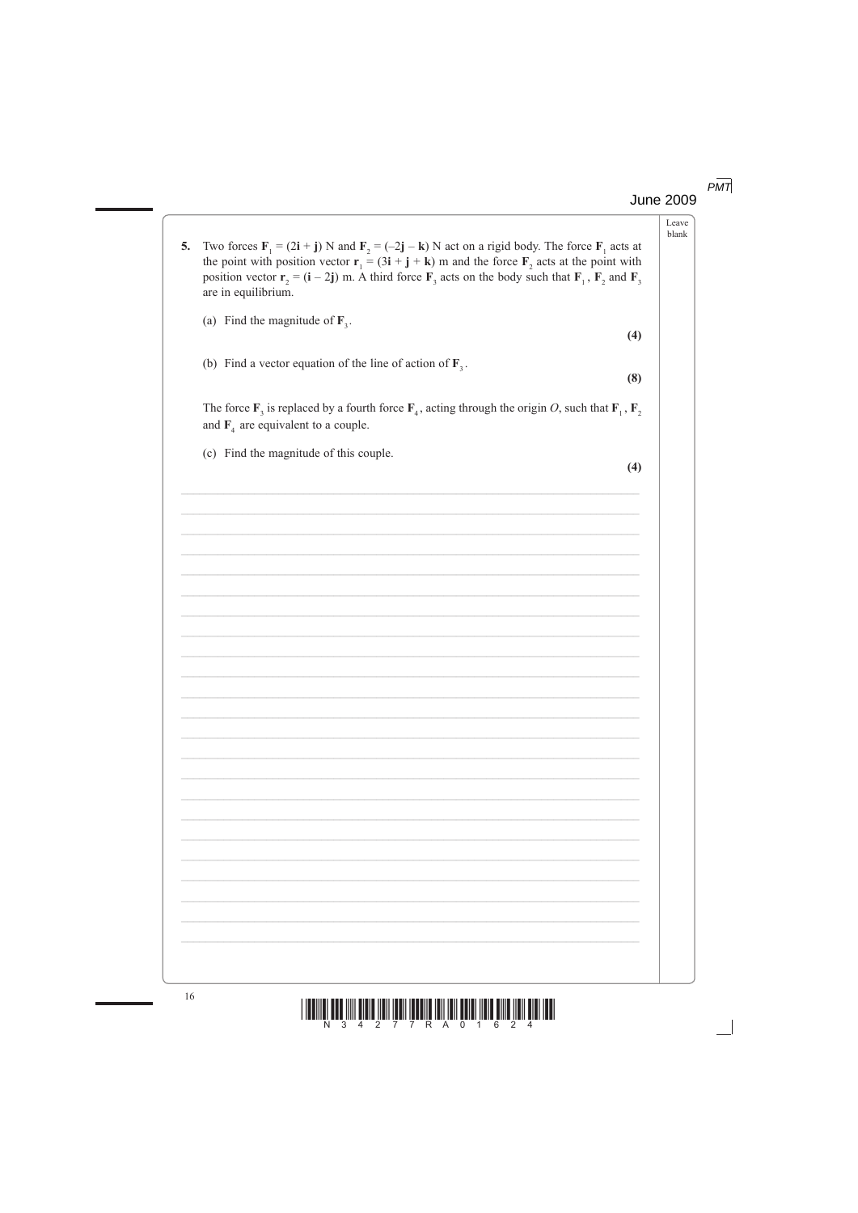**5.** Two forces $\mathbf{F}_1 = (2\mathbf{i} + \mathbf{j})$ N and $\mathbf{F}_2 = (-2\mathbf{j} - \mathbf{k})$ N act on a rigid body. The force $\mathbf{F}_1$ acts at the point with position vector $\mathbf{r}_1 = (3\mathbf{i} + \mathbf{j} + \mathbf{k})$ m and the force $\mathbf{F}_2$ acts at the point with position vector $\mathbf{r}_2 = (\mathbf{i} - 2\mathbf{j})$ m. A third force $\mathbf{F}_3$ acts on the body such that $\mathbf{F}_1$, $\mathbf{F}_2$ and $\mathbf{F}_3$ are in equilibrium.

(a) Find the magnitude of $\mathbf{F}_3$.
**(4)**

(b) Find a vector equation of the line of action of $\mathbf{F}_3$.
**(8)**

The force $\mathbf{F}_3$ is replaced by a fourth force $\mathbf{F}_4$, acting through the origin $O$, such that $\mathbf{F}_1$, $\mathbf{F}_2$ and $\mathbf{F}_4$ are equivalent to a couple.

(c) Find the magnitude of this couple.
**(4)**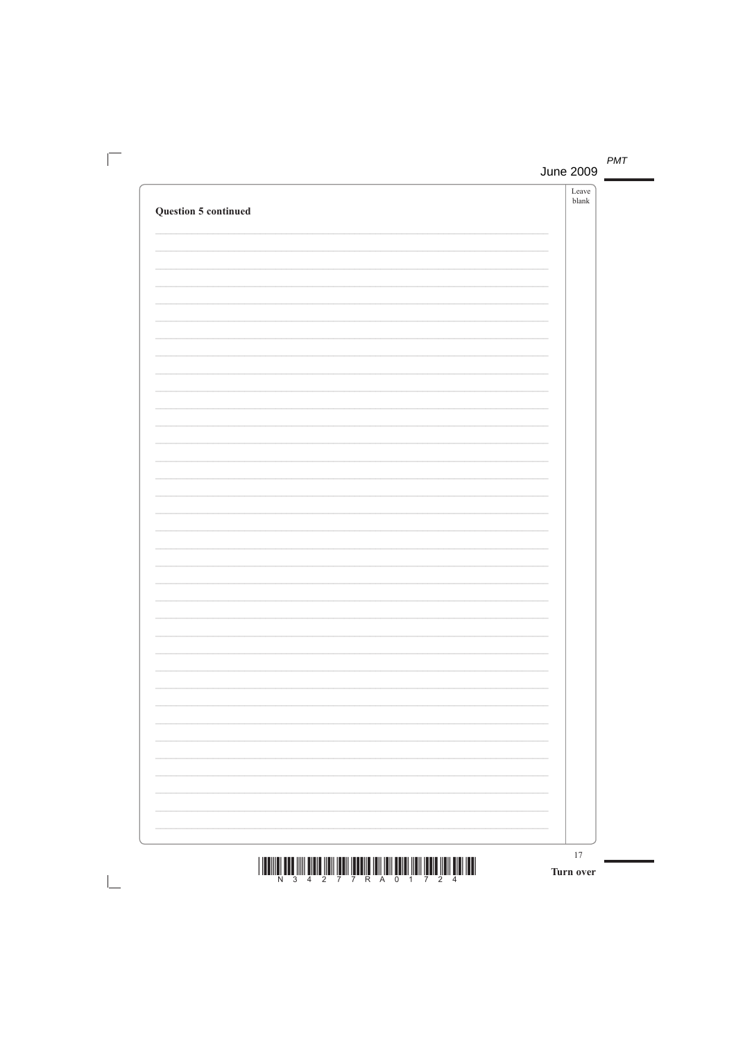**Question 5 continued**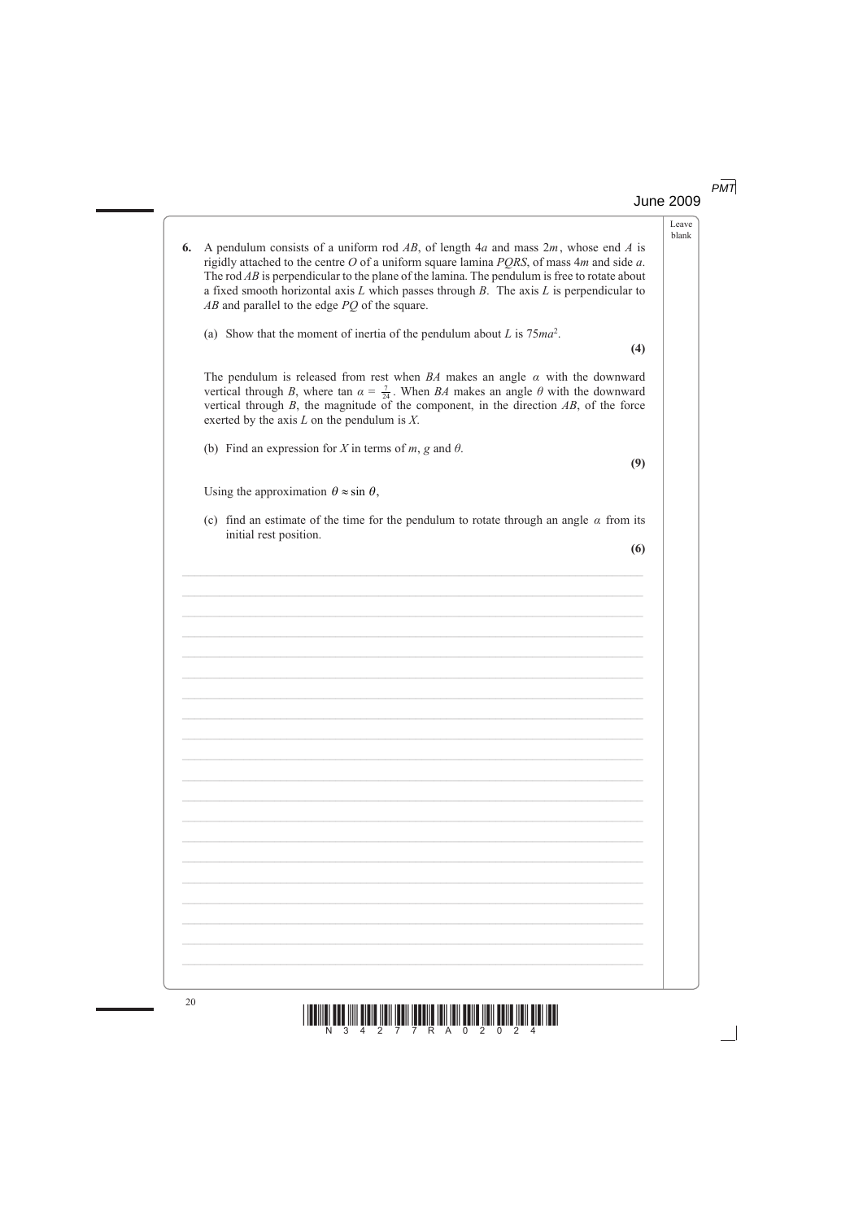**6.** A pendulum consists of a uniform rod $AB$, of length $4a$ and mass $2m$, whose end $A$ is rigidly attached to the centre $O$ of a uniform square lamina $PQRS$, of mass $4m$ and side $a$. The rod $AB$ is perpendicular to the plane of the lamina. The pendulum is free to rotate about a fixed smooth horizontal axis $L$ which passes through $B$. The axis $L$ is perpendicular to $AB$ and parallel to the edge $PQ$ of the square.

(a) Show that the moment of inertia of the pendulum about $L$ is $75ma^2$.

**(4)**

The pendulum is released from rest when $BA$ makes an angle $\alpha$ with the downward vertical through $B$, where $\tan \alpha = \frac{7}{24}$. When $BA$ makes an angle $\theta$ with the downward vertical through $B$, the magnitude of the component, in the direction $AB$, of the force exerted by the axis $L$ on the pendulum is $X$.

(b) Find an expression for $X$ in terms of $m$, $g$ and $\theta$.

**(9)**

Using the approximation $\theta \approx \sin \theta$,

(c) find an estimate of the time for the pendulum to rotate through an angle $\alpha$ from its initial rest position.

**(6)**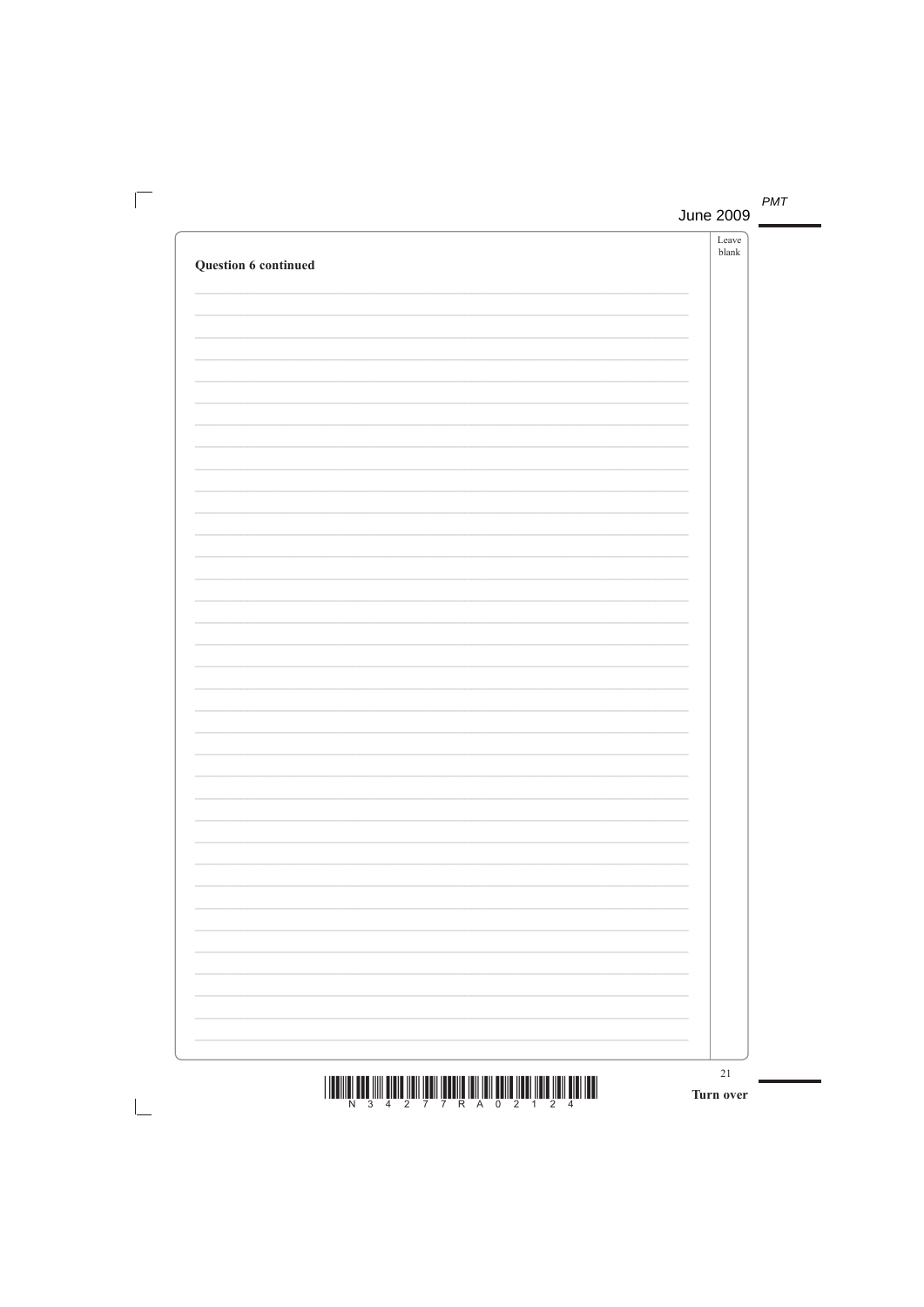**Question 6 continued**